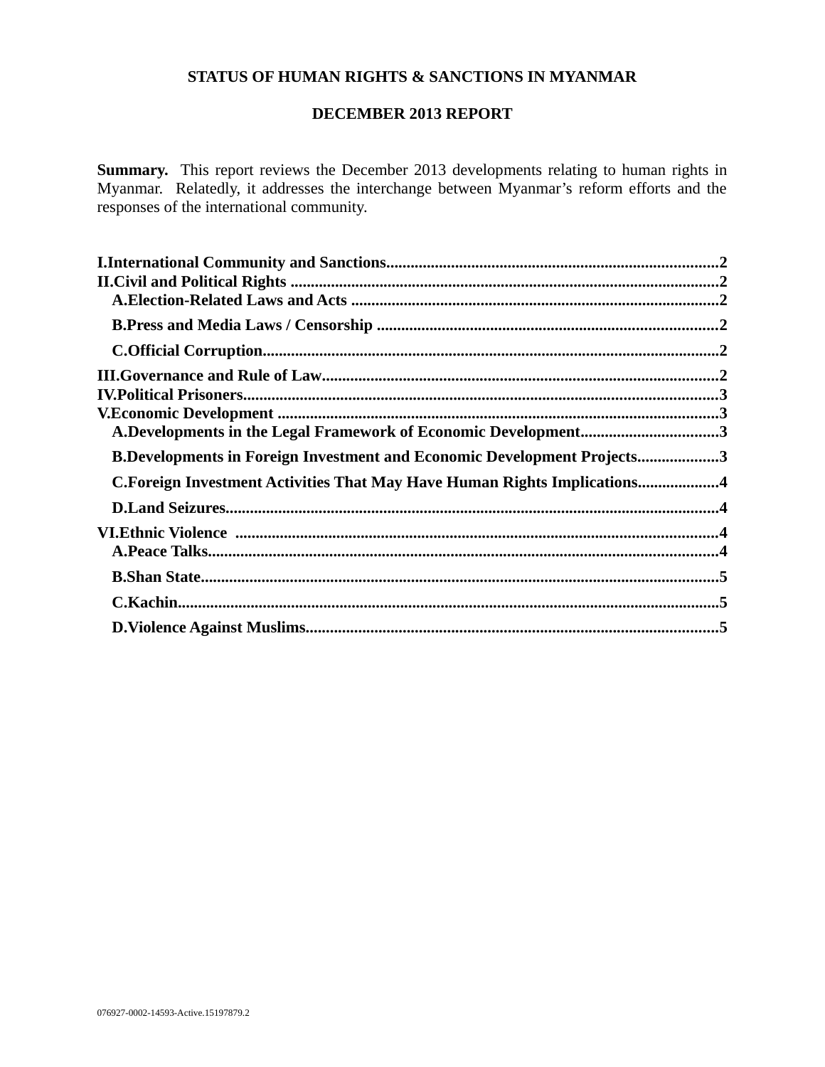**STATUS OF HUMAN RIGHTS & SANCTIONS IN MYANMAR**

**DECEMBER 2013 REPORT**

**Summary.** This report reviews the December 2013 developments relating to human rights in Myanmar. Relatedly, it addresses the interchange between Myanmar's reform efforts and the responses of the international community.

**I.International Community and Sanctions..........2**
**II.Civil and Political Rights..........2**
- **A.Election-Related Laws and Acts..........2**
- **B.Press and Media Laws / Censorship..........2**
- **C.Official Corruption..........2**

**III.Governance and Rule of Law..........2**
**IV.Political Prisoners..........3**
**V.Economic Development..........3**
- **A.Developments in the Legal Framework of Economic Development..........3**
- **B.Developments in Foreign Investment and Economic Development Projects..........3**
- **C.Foreign Investment Activities That May Have Human Rights Implications..........4**
- **D.Land Seizures..........4**

**VI.Ethnic Violence..........4**
- **A.Peace Talks..........4**
- **B.Shan State..........5**
- **C.Kachin..........5**
- **D.Violence Against Muslims..........5**

076927-0002-14593-Active.15197879.2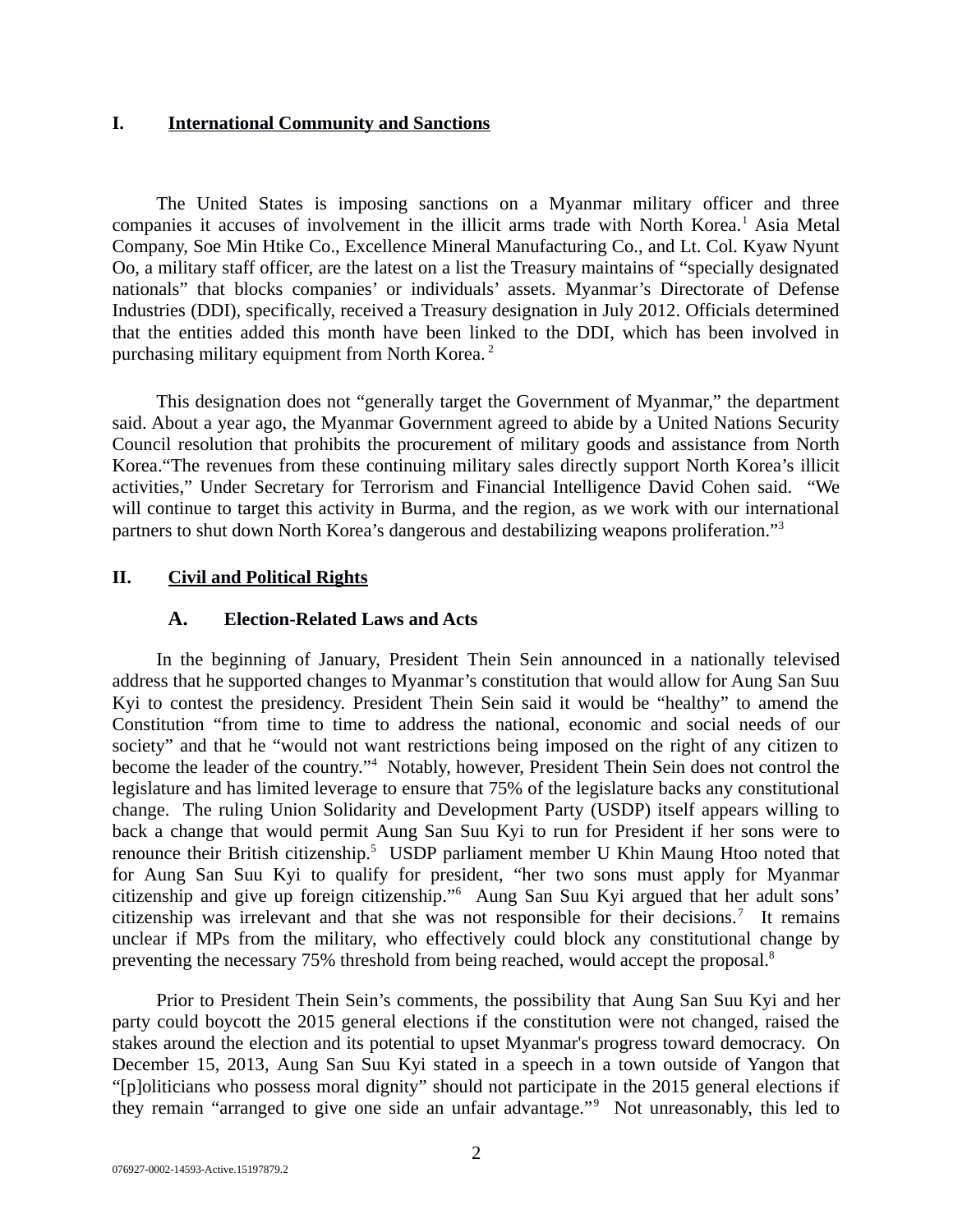# I. International Community and Sanctions

The United States is imposing sanctions on a Myanmar military officer and three companies it accuses of involvement in the illicit arms trade with North Korea.[1] Asia Metal Company, Soe Min Htike Co., Excellence Mineral Manufacturing Co., and Lt. Col. Kyaw Nyunt Oo, a military staff officer, are the latest on a list the Treasury maintains of "specially designated nationals" that blocks companies' or individuals' assets. Myanmar's Directorate of Defense Industries (DDI), specifically, received a Treasury designation in July 2012. Officials determined that the entities added this month have been linked to the DDI, which has been involved in purchasing military equipment from North Korea.[2]

This designation does not "generally target the Government of Myanmar," the department said. About a year ago, the Myanmar Government agreed to abide by a United Nations Security Council resolution that prohibits the procurement of military goods and assistance from North Korea."The revenues from these continuing military sales directly support North Korea's illicit activities," Under Secretary for Terrorism and Financial Intelligence David Cohen said. "We will continue to target this activity in Burma, and the region, as we work with our international partners to shut down North Korea's dangerous and destabilizing weapons proliferation."[3]

# II. Civil and Political Rights

## A. Election-Related Laws and Acts

In the beginning of January, President Thein Sein announced in a nationally televised address that he supported changes to Myanmar's constitution that would allow for Aung San Suu Kyi to contest the presidency. President Thein Sein said it would be "healthy" to amend the Constitution "from time to time to address the national, economic and social needs of our society" and that he "would not want restrictions being imposed on the right of any citizen to become the leader of the country."[4] Notably, however, President Thein Sein does not control the legislature and has limited leverage to ensure that 75% of the legislature backs any constitutional change. The ruling Union Solidarity and Development Party (USDP) itself appears willing to back a change that would permit Aung San Suu Kyi to run for President if her sons were to renounce their British citizenship.[5] USDP parliament member U Khin Maung Htoo noted that for Aung San Suu Kyi to qualify for president, "her two sons must apply for Myanmar citizenship and give up foreign citizenship."[6] Aung San Suu Kyi argued that her adult sons' citizenship was irrelevant and that she was not responsible for their decisions.[7] It remains unclear if MPs from the military, who effectively could block any constitutional change by preventing the necessary 75% threshold from being reached, would accept the proposal.[8]

Prior to President Thein Sein's comments, the possibility that Aung San Suu Kyi and her party could boycott the 2015 general elections if the constitution were not changed, raised the stakes around the election and its potential to upset Myanmar's progress toward democracy. On December 15, 2013, Aung San Suu Kyi stated in a speech in a town outside of Yangon that "[p]oliticians who possess moral dignity" should not participate in the 2015 general elections if they remain "arranged to give one side an unfair advantage."[9] Not unreasonably, this led to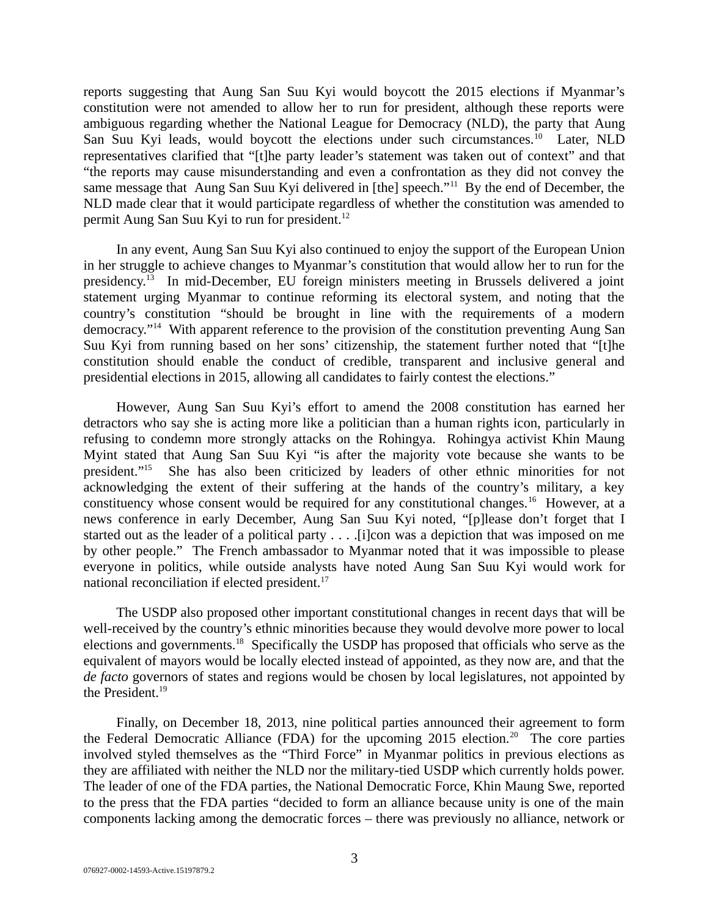reports suggesting that Aung San Suu Kyi would boycott the 2015 elections if Myanmar's constitution were not amended to allow her to run for president, although these reports were ambiguous regarding whether the National League for Democracy (NLD), the party that Aung San Suu Kyi leads, would boycott the elections under such circumstances.[10] Later, NLD representatives clarified that "[t]he party leader's statement was taken out of context" and that "the reports may cause misunderstanding and even a confrontation as they did not convey the same message that Aung San Suu Kyi delivered in [the] speech."[11] By the end of December, the NLD made clear that it would participate regardless of whether the constitution was amended to permit Aung San Suu Kyi to run for president.[12]

In any event, Aung San Suu Kyi also continued to enjoy the support of the European Union in her struggle to achieve changes to Myanmar's constitution that would allow her to run for the presidency.[13] In mid-December, EU foreign ministers meeting in Brussels delivered a joint statement urging Myanmar to continue reforming its electoral system, and noting that the country's constitution "should be brought in line with the requirements of a modern democracy."[14] With apparent reference to the provision of the constitution preventing Aung San Suu Kyi from running based on her sons' citizenship, the statement further noted that "[t]he constitution should enable the conduct of credible, transparent and inclusive general and presidential elections in 2015, allowing all candidates to fairly contest the elections."

However, Aung San Suu Kyi's effort to amend the 2008 constitution has earned her detractors who say she is acting more like a politician than a human rights icon, particularly in refusing to condemn more strongly attacks on the Rohingya. Rohingya activist Khin Maung Myint stated that Aung San Suu Kyi "is after the majority vote because she wants to be president."[15] She has also been criticized by leaders of other ethnic minorities for not acknowledging the extent of their suffering at the hands of the country's military, a key constituency whose consent would be required for any constitutional changes.[16] However, at a news conference in early December, Aung San Suu Kyi noted, "[p]lease don't forget that I started out as the leader of a political party . . . .[i]con was a depiction that was imposed on me by other people." The French ambassador to Myanmar noted that it was impossible to please everyone in politics, while outside analysts have noted Aung San Suu Kyi would work for national reconciliation if elected president.[17]

The USDP also proposed other important constitutional changes in recent days that will be well-received by the country's ethnic minorities because they would devolve more power to local elections and governments.[18] Specifically the USDP has proposed that officials who serve as the equivalent of mayors would be locally elected instead of appointed, as they now are, and that the *de facto* governors of states and regions would be chosen by local legislatures, not appointed by the President.[19]

Finally, on December 18, 2013, nine political parties announced their agreement to form the Federal Democratic Alliance (FDA) for the upcoming 2015 election.[20] The core parties involved styled themselves as the "Third Force" in Myanmar politics in previous elections as they are affiliated with neither the NLD nor the military-tied USDP which currently holds power. The leader of one of the FDA parties, the National Democratic Force, Khin Maung Swe, reported to the press that the FDA parties "decided to form an alliance because unity is one of the main components lacking among the democratic forces – there was previously no alliance, network or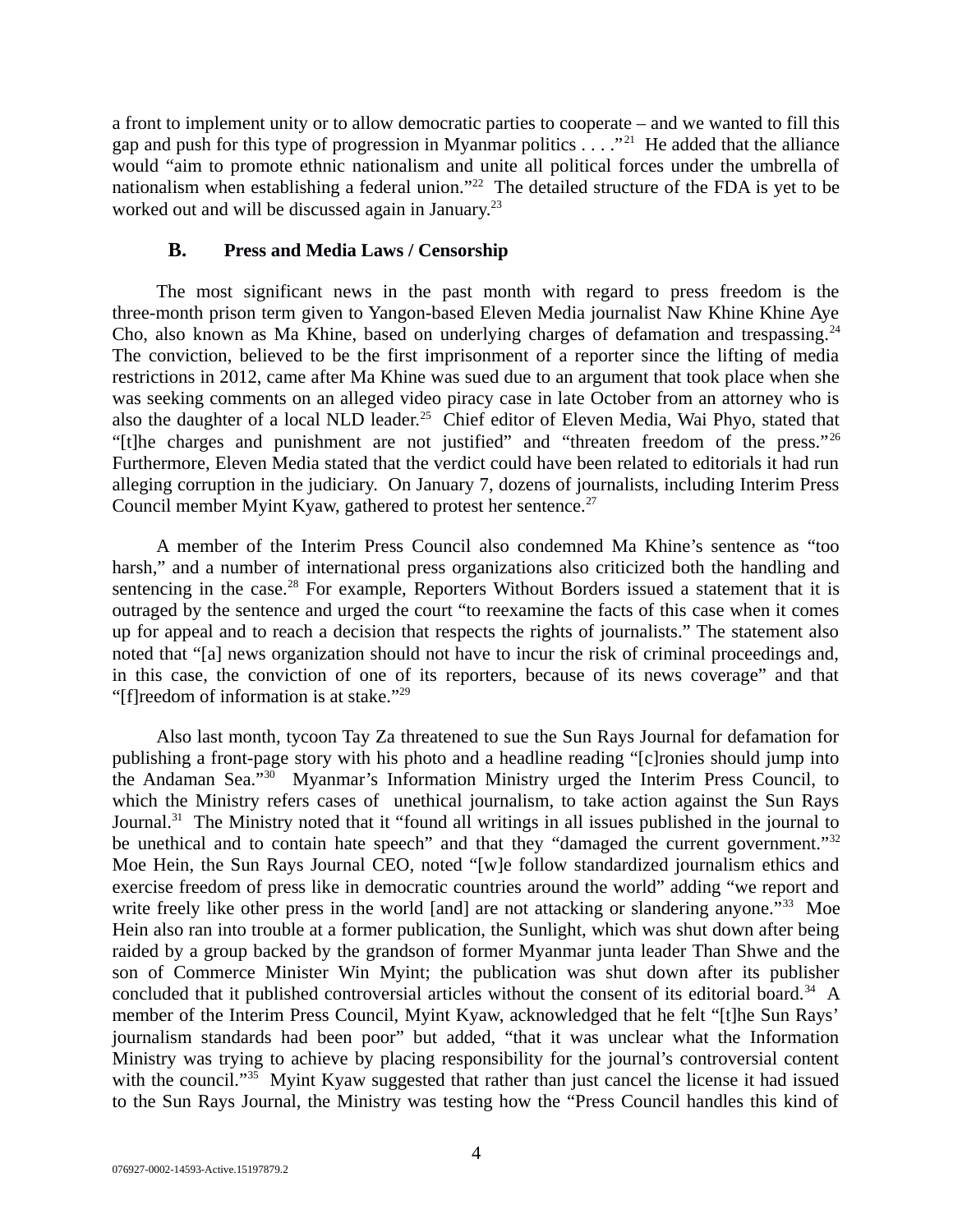a front to implement unity or to allow democratic parties to cooperate – and we wanted to fill this gap and push for this type of progression in Myanmar politics . . . ."[21] He added that the alliance would "aim to promote ethnic nationalism and unite all political forces under the umbrella of nationalism when establishing a federal union."[22] The detailed structure of the FDA is yet to be worked out and will be discussed again in January.[23]

## B. Press and Media Laws / Censorship

The most significant news in the past month with regard to press freedom is the three-month prison term given to Yangon-based Eleven Media journalist Naw Khine Khine Aye Cho, also known as Ma Khine, based on underlying charges of defamation and trespassing.[24] The conviction, believed to be the first imprisonment of a reporter since the lifting of media restrictions in 2012, came after Ma Khine was sued due to an argument that took place when she was seeking comments on an alleged video piracy case in late October from an attorney who is also the daughter of a local NLD leader.[25] Chief editor of Eleven Media, Wai Phyo, stated that "[t]he charges and punishment are not justified" and "threaten freedom of the press."[26] Furthermore, Eleven Media stated that the verdict could have been related to editorials it had run alleging corruption in the judiciary. On January 7, dozens of journalists, including Interim Press Council member Myint Kyaw, gathered to protest her sentence.[27]

A member of the Interim Press Council also condemned Ma Khine's sentence as "too harsh," and a number of international press organizations also criticized both the handling and sentencing in the case.[28] For example, Reporters Without Borders issued a statement that it is outraged by the sentence and urged the court "to reexamine the facts of this case when it comes up for appeal and to reach a decision that respects the rights of journalists." The statement also noted that "[a] news organization should not have to incur the risk of criminal proceedings and, in this case, the conviction of one of its reporters, because of its news coverage" and that "[f]reedom of information is at stake."[29]

Also last month, tycoon Tay Za threatened to sue the Sun Rays Journal for defamation for publishing a front-page story with his photo and a headline reading "[c]ronies should jump into the Andaman Sea."[30] Myanmar's Information Ministry urged the Interim Press Council, to which the Ministry refers cases of unethical journalism, to take action against the Sun Rays Journal.[31] The Ministry noted that it "found all writings in all issues published in the journal to be unethical and to contain hate speech" and that they "damaged the current government."[32] Moe Hein, the Sun Rays Journal CEO, noted "[w]e follow standardized journalism ethics and exercise freedom of press like in democratic countries around the world" adding "we report and write freely like other press in the world [and] are not attacking or slandering anyone."[33] Moe Hein also ran into trouble at a former publication, the Sunlight, which was shut down after being raided by a group backed by the grandson of former Myanmar junta leader Than Shwe and the son of Commerce Minister Win Myint; the publication was shut down after its publisher concluded that it published controversial articles without the consent of its editorial board.[34] A member of the Interim Press Council, Myint Kyaw, acknowledged that he felt "[t]he Sun Rays' journalism standards had been poor" but added, "that it was unclear what the Information Ministry was trying to achieve by placing responsibility for the journal's controversial content with the council."[35] Myint Kyaw suggested that rather than just cancel the license it had issued to the Sun Rays Journal, the Ministry was testing how the "Press Council handles this kind of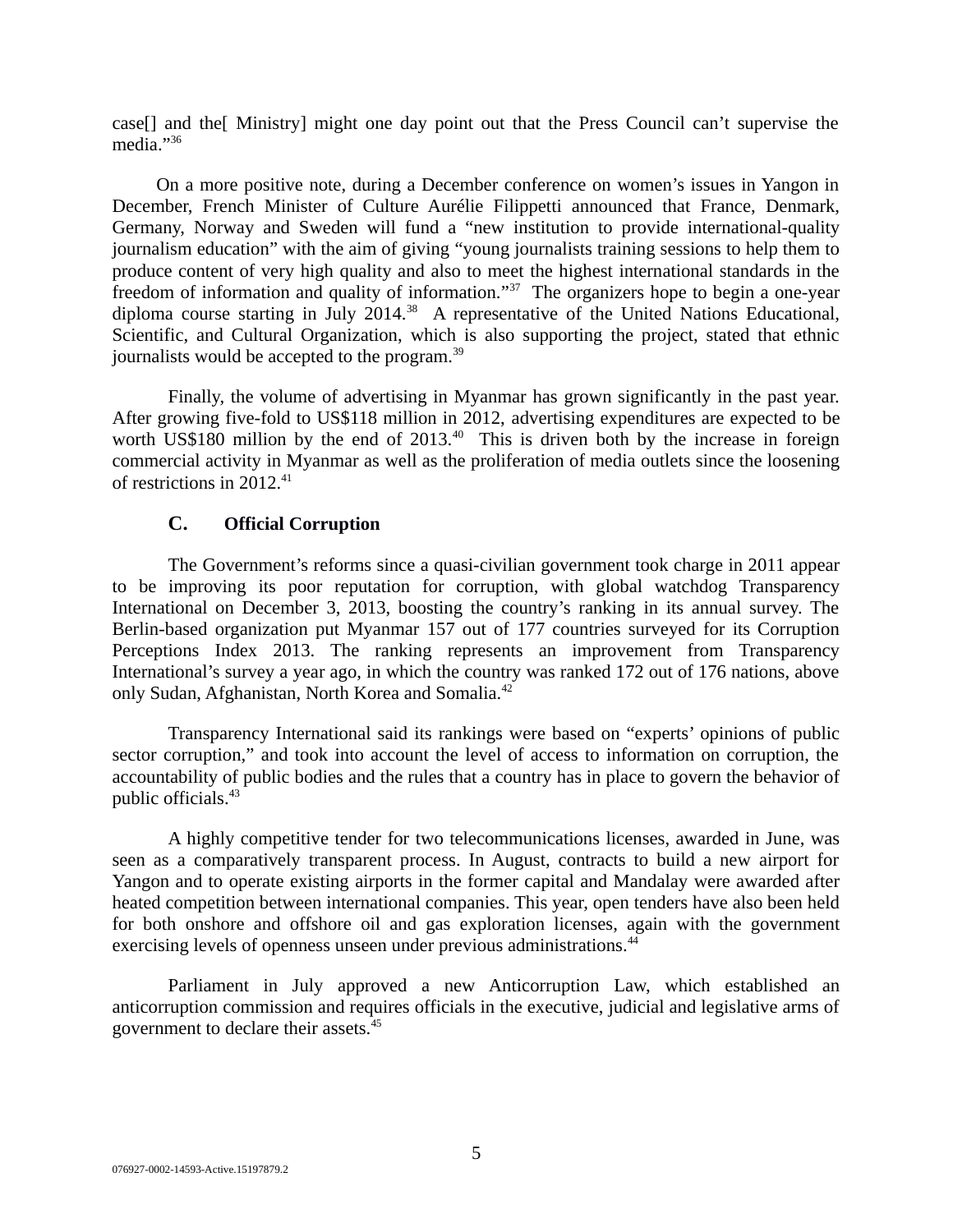case[] and the[ Ministry] might one day point out that the Press Council can't supervise the media."[36]

On a more positive note, during a December conference on women's issues in Yangon in December, French Minister of Culture Aurélie Filippetti announced that France, Denmark, Germany, Norway and Sweden will fund a "new institution to provide international-quality journalism education" with the aim of giving "young journalists training sessions to help them to produce content of very high quality and also to meet the highest international standards in the freedom of information and quality of information."[37] The organizers hope to begin a one-year diploma course starting in July 2014.[38] A representative of the United Nations Educational, Scientific, and Cultural Organization, which is also supporting the project, stated that ethnic journalists would be accepted to the program.[39]

Finally, the volume of advertising in Myanmar has grown significantly in the past year. After growing five-fold to US$118 million in 2012, advertising expenditures are expected to be worth US$180 million by the end of 2013.[40] This is driven both by the increase in foreign commercial activity in Myanmar as well as the proliferation of media outlets since the loosening of restrictions in 2012.[41]

### C. Official Corruption

The Government's reforms since a quasi-civilian government took charge in 2011 appear to be improving its poor reputation for corruption, with global watchdog Transparency International on December 3, 2013, boosting the country's ranking in its annual survey. The Berlin-based organization put Myanmar 157 out of 177 countries surveyed for its Corruption Perceptions Index 2013. The ranking represents an improvement from Transparency International's survey a year ago, in which the country was ranked 172 out of 176 nations, above only Sudan, Afghanistan, North Korea and Somalia.[42]

Transparency International said its rankings were based on "experts' opinions of public sector corruption," and took into account the level of access to information on corruption, the accountability of public bodies and the rules that a country has in place to govern the behavior of public officials.[43]

A highly competitive tender for two telecommunications licenses, awarded in June, was seen as a comparatively transparent process. In August, contracts to build a new airport for Yangon and to operate existing airports in the former capital and Mandalay were awarded after heated competition between international companies. This year, open tenders have also been held for both onshore and offshore oil and gas exploration licenses, again with the government exercising levels of openness unseen under previous administrations.[44]

Parliament in July approved a new Anticorruption Law, which established an anticorruption commission and requires officials in the executive, judicial and legislative arms of government to declare their assets.[45]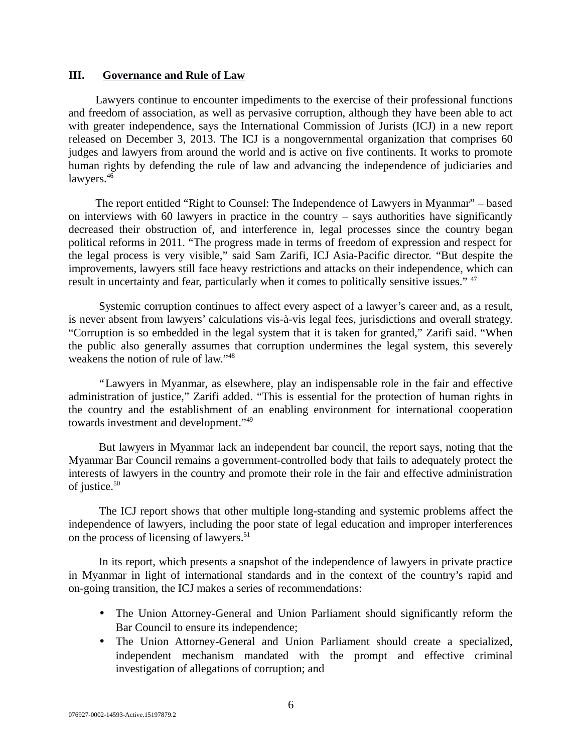## III. Governance and Rule of Law

Lawyers continue to encounter impediments to the exercise of their professional functions and freedom of association, as well as pervasive corruption, although they have been able to act with greater independence, says the International Commission of Jurists (ICJ) in a new report released on December 3, 2013. The ICJ is a nongovernmental organization that comprises 60 judges and lawyers from around the world and is active on five continents. It works to promote human rights by defending the rule of law and advancing the independence of judiciaries and lawyers.[46]

The report entitled "Right to Counsel: The Independence of Lawyers in Myanmar" – based on interviews with 60 lawyers in practice in the country – says authorities have significantly decreased their obstruction of, and interference in, legal processes since the country began political reforms in 2011. "The progress made in terms of freedom of expression and respect for the legal process is very visible," said Sam Zarifi, ICJ Asia-Pacific director. "But despite the improvements, lawyers still face heavy restrictions and attacks on their independence, which can result in uncertainty and fear, particularly when it comes to politically sensitive issues." [47]

Systemic corruption continues to affect every aspect of a lawyer's career and, as a result, is never absent from lawyers' calculations vis-à-vis legal fees, jurisdictions and overall strategy. "Corruption is so embedded in the legal system that it is taken for granted," Zarifi said. "When the public also generally assumes that corruption undermines the legal system, this severely weakens the notion of rule of law."[48]

"Lawyers in Myanmar, as elsewhere, play an indispensable role in the fair and effective administration of justice," Zarifi added. "This is essential for the protection of human rights in the country and the establishment of an enabling environment for international cooperation towards investment and development."[49]

But lawyers in Myanmar lack an independent bar council, the report says, noting that the Myanmar Bar Council remains a government-controlled body that fails to adequately protect the interests of lawyers in the country and promote their role in the fair and effective administration of justice.[50]

The ICJ report shows that other multiple long-standing and systemic problems affect the independence of lawyers, including the poor state of legal education and improper interferences on the process of licensing of lawyers.[51]

In its report, which presents a snapshot of the independence of lawyers in private practice in Myanmar in light of international standards and in the context of the country's rapid and on-going transition, the ICJ makes a series of recommendations:

- The Union Attorney-General and Union Parliament should significantly reform the Bar Council to ensure its independence;
- The Union Attorney-General and Union Parliament should create a specialized, independent mechanism mandated with the prompt and effective criminal investigation of allegations of corruption; and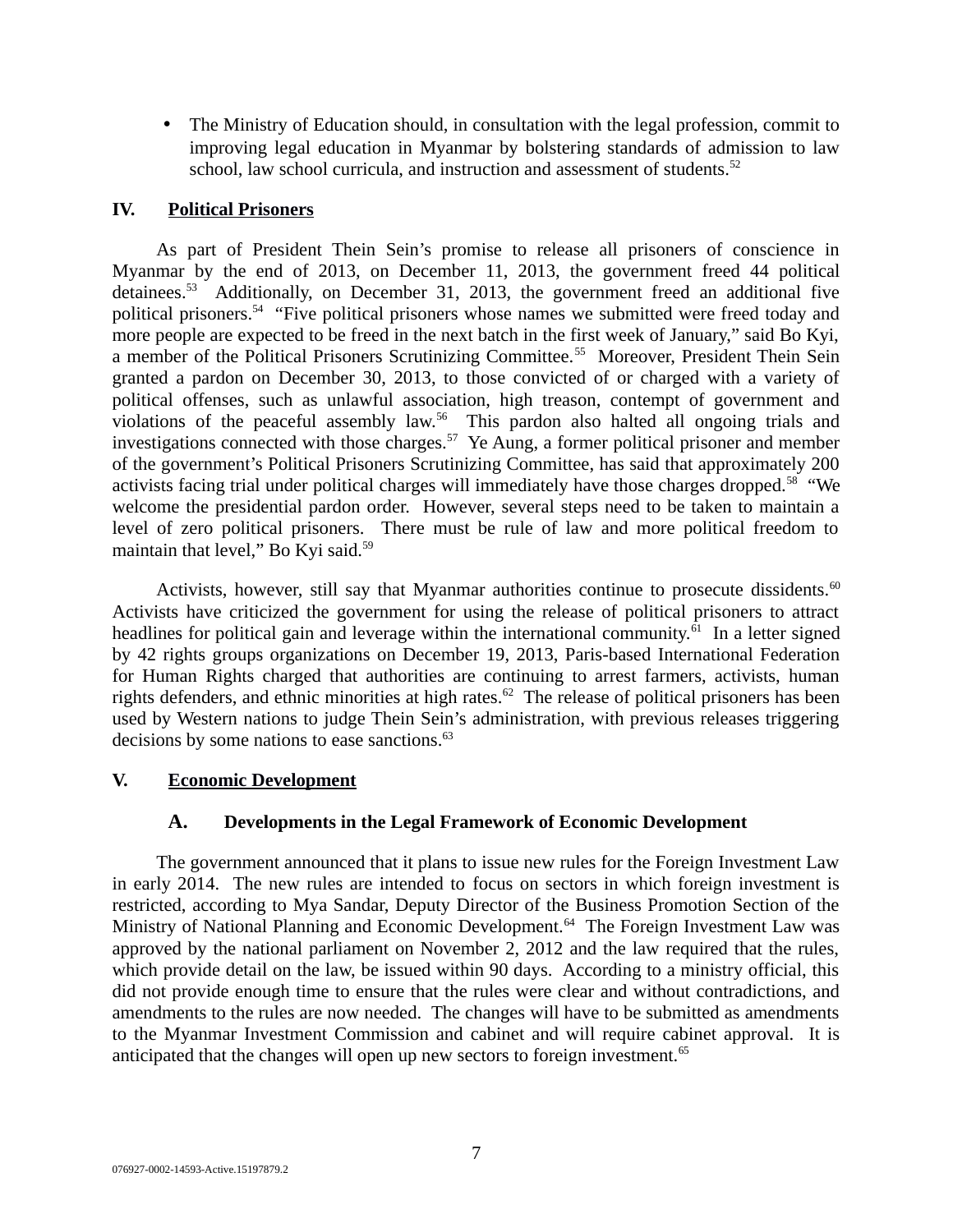- The Ministry of Education should, in consultation with the legal profession, commit to improving legal education in Myanmar by bolstering standards of admission to law school, law school curricula, and instruction and assessment of students.[52]

## IV. Political Prisoners

As part of President Thein Sein's promise to release all prisoners of conscience in Myanmar by the end of 2013, on December 11, 2013, the government freed 44 political detainees.[53] Additionally, on December 31, 2013, the government freed an additional five political prisoners.[54] "Five political prisoners whose names we submitted were freed today and more people are expected to be freed in the next batch in the first week of January," said Bo Kyi, a member of the Political Prisoners Scrutinizing Committee.[55] Moreover, President Thein Sein granted a pardon on December 30, 2013, to those convicted of or charged with a variety of political offenses, such as unlawful association, high treason, contempt of government and violations of the peaceful assembly law.[56] This pardon also halted all ongoing trials and investigations connected with those charges.[57] Ye Aung, a former political prisoner and member of the government's Political Prisoners Scrutinizing Committee, has said that approximately 200 activists facing trial under political charges will immediately have those charges dropped.[58] "We welcome the presidential pardon order. However, several steps need to be taken to maintain a level of zero political prisoners. There must be rule of law and more political freedom to maintain that level," Bo Kyi said.[59]

Activists, however, still say that Myanmar authorities continue to prosecute dissidents.[60] Activists have criticized the government for using the release of political prisoners to attract headlines for political gain and leverage within the international community.[61] In a letter signed by 42 rights groups organizations on December 19, 2013, Paris-based International Federation for Human Rights charged that authorities are continuing to arrest farmers, activists, human rights defenders, and ethnic minorities at high rates.[62] The release of political prisoners has been used by Western nations to judge Thein Sein's administration, with previous releases triggering decisions by some nations to ease sanctions.[63]

## V. Economic Development

### A. Developments in the Legal Framework of Economic Development

The government announced that it plans to issue new rules for the Foreign Investment Law in early 2014. The new rules are intended to focus on sectors in which foreign investment is restricted, according to Mya Sandar, Deputy Director of the Business Promotion Section of the Ministry of National Planning and Economic Development.[64] The Foreign Investment Law was approved by the national parliament on November 2, 2012 and the law required that the rules, which provide detail on the law, be issued within 90 days. According to a ministry official, this did not provide enough time to ensure that the rules were clear and without contradictions, and amendments to the rules are now needed. The changes will have to be submitted as amendments to the Myanmar Investment Commission and cabinet and will require cabinet approval. It is anticipated that the changes will open up new sectors to foreign investment.[65]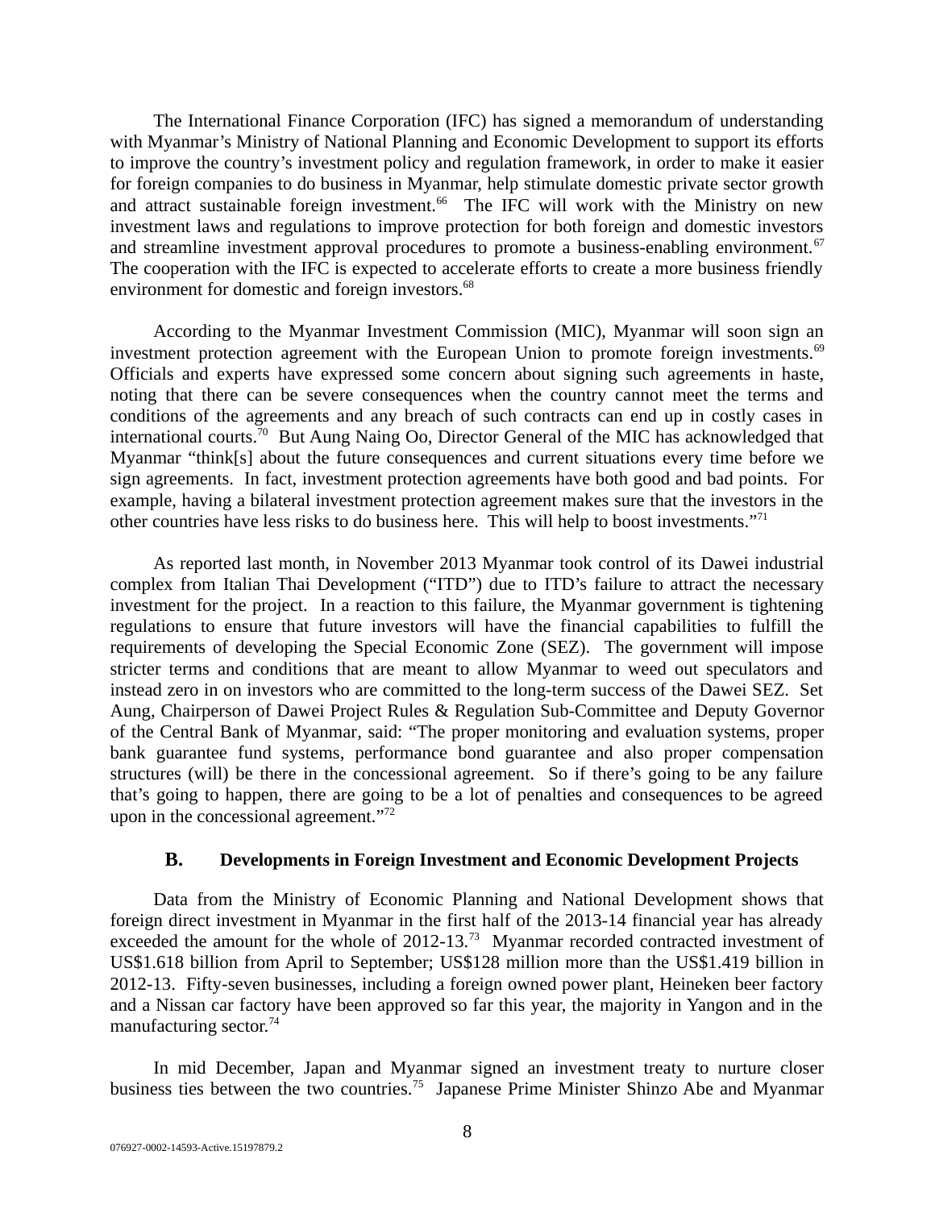The International Finance Corporation (IFC) has signed a memorandum of understanding with Myanmar's Ministry of National Planning and Economic Development to support its efforts to improve the country's investment policy and regulation framework, in order to make it easier for foreign companies to do business in Myanmar, help stimulate domestic private sector growth and attract sustainable foreign investment.[66] The IFC will work with the Ministry on new investment laws and regulations to improve protection for both foreign and domestic investors and streamline investment approval procedures to promote a business-enabling environment.[67] The cooperation with the IFC is expected to accelerate efforts to create a more business friendly environment for domestic and foreign investors.[68]

According to the Myanmar Investment Commission (MIC), Myanmar will soon sign an investment protection agreement with the European Union to promote foreign investments.[69] Officials and experts have expressed some concern about signing such agreements in haste, noting that there can be severe consequences when the country cannot meet the terms and conditions of the agreements and any breach of such contracts can end up in costly cases in international courts.[70] But Aung Naing Oo, Director General of the MIC has acknowledged that Myanmar "think[s] about the future consequences and current situations every time before we sign agreements. In fact, investment protection agreements have both good and bad points. For example, having a bilateral investment protection agreement makes sure that the investors in the other countries have less risks to do business here. This will help to boost investments."[71]

As reported last month, in November 2013 Myanmar took control of its Dawei industrial complex from Italian Thai Development ("ITD") due to ITD's failure to attract the necessary investment for the project. In a reaction to this failure, the Myanmar government is tightening regulations to ensure that future investors will have the financial capabilities to fulfill the requirements of developing the Special Economic Zone (SEZ). The government will impose stricter terms and conditions that are meant to allow Myanmar to weed out speculators and instead zero in on investors who are committed to the long-term success of the Dawei SEZ. Set Aung, Chairperson of Dawei Project Rules & Regulation Sub-Committee and Deputy Governor of the Central Bank of Myanmar, said: "The proper monitoring and evaluation systems, proper bank guarantee fund systems, performance bond guarantee and also proper compensation structures (will) be there in the concessional agreement. So if there's going to be any failure that's going to happen, there are going to be a lot of penalties and consequences to be agreed upon in the concessional agreement."[72]

## B. Developments in Foreign Investment and Economic Development Projects

Data from the Ministry of Economic Planning and National Development shows that foreign direct investment in Myanmar in the first half of the 2013-14 financial year has already exceeded the amount for the whole of 2012-13.[73] Myanmar recorded contracted investment of US$1.618 billion from April to September; US$128 million more than the US$1.419 billion in 2012-13. Fifty-seven businesses, including a foreign owned power plant, Heineken beer factory and a Nissan car factory have been approved so far this year, the majority in Yangon and in the manufacturing sector.[74]

In mid December, Japan and Myanmar signed an investment treaty to nurture closer business ties between the two countries.[75] Japanese Prime Minister Shinzo Abe and Myanmar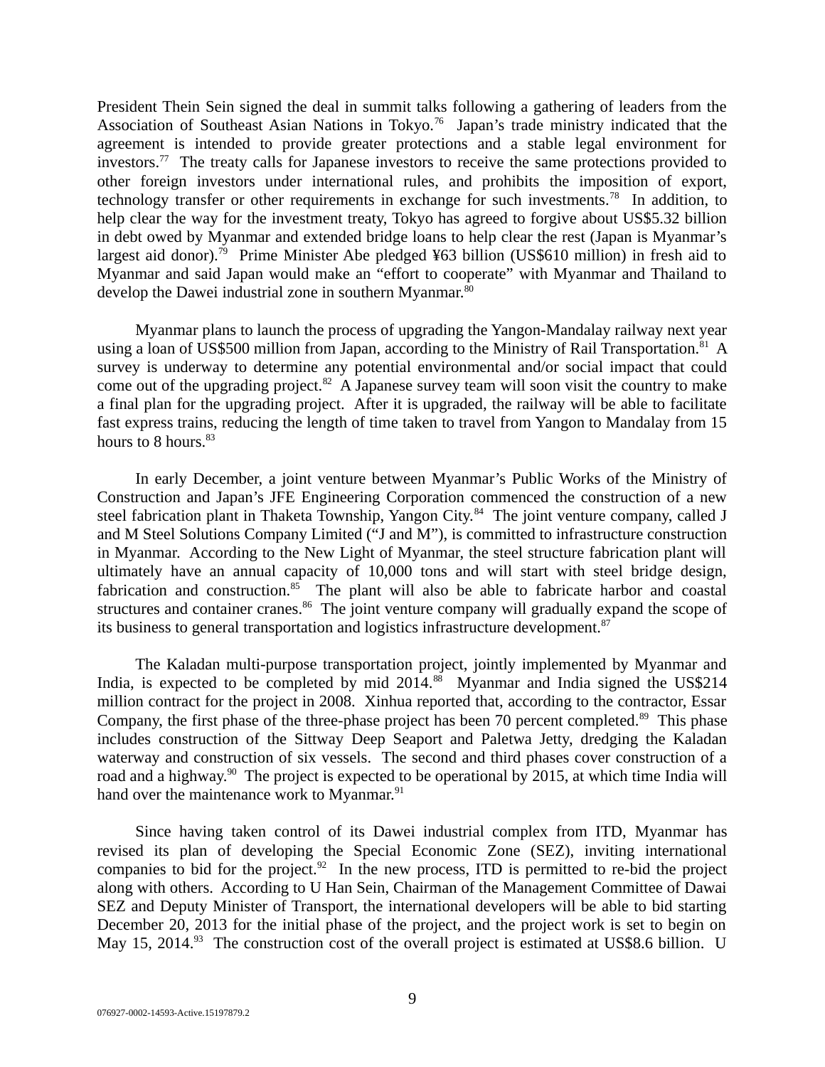President Thein Sein signed the deal in summit talks following a gathering of leaders from the Association of Southeast Asian Nations in Tokyo.[76] Japan's trade ministry indicated that the agreement is intended to provide greater protections and a stable legal environment for investors.[77] The treaty calls for Japanese investors to receive the same protections provided to other foreign investors under international rules, and prohibits the imposition of export, technology transfer or other requirements in exchange for such investments.[78] In addition, to help clear the way for the investment treaty, Tokyo has agreed to forgive about US$5.32 billion in debt owed by Myanmar and extended bridge loans to help clear the rest (Japan is Myanmar's largest aid donor).[79] Prime Minister Abe pledged ¥63 billion (US$610 million) in fresh aid to Myanmar and said Japan would make an "effort to cooperate" with Myanmar and Thailand to develop the Dawei industrial zone in southern Myanmar.[80]

Myanmar plans to launch the process of upgrading the Yangon-Mandalay railway next year using a loan of US$500 million from Japan, according to the Ministry of Rail Transportation.[81] A survey is underway to determine any potential environmental and/or social impact that could come out of the upgrading project.[82] A Japanese survey team will soon visit the country to make a final plan for the upgrading project. After it is upgraded, the railway will be able to facilitate fast express trains, reducing the length of time taken to travel from Yangon to Mandalay from 15 hours to 8 hours.[83]

In early December, a joint venture between Myanmar's Public Works of the Ministry of Construction and Japan's JFE Engineering Corporation commenced the construction of a new steel fabrication plant in Thaketa Township, Yangon City.[84] The joint venture company, called J and M Steel Solutions Company Limited ("J and M"), is committed to infrastructure construction in Myanmar. According to the New Light of Myanmar, the steel structure fabrication plant will ultimately have an annual capacity of 10,000 tons and will start with steel bridge design, fabrication and construction.[85] The plant will also be able to fabricate harbor and coastal structures and container cranes.[86] The joint venture company will gradually expand the scope of its business to general transportation and logistics infrastructure development.[87]

The Kaladan multi-purpose transportation project, jointly implemented by Myanmar and India, is expected to be completed by mid 2014.[88] Myanmar and India signed the US$214 million contract for the project in 2008. Xinhua reported that, according to the contractor, Essar Company, the first phase of the three-phase project has been 70 percent completed.[89] This phase includes construction of the Sittway Deep Seaport and Paletwa Jetty, dredging the Kaladan waterway and construction of six vessels. The second and third phases cover construction of a road and a highway.[90] The project is expected to be operational by 2015, at which time India will hand over the maintenance work to Myanmar.[91]

Since having taken control of its Dawei industrial complex from ITD, Myanmar has revised its plan of developing the Special Economic Zone (SEZ), inviting international companies to bid for the project.[92] In the new process, ITD is permitted to re-bid the project along with others. According to U Han Sein, Chairman of the Management Committee of Dawai SEZ and Deputy Minister of Transport, the international developers will be able to bid starting December 20, 2013 for the initial phase of the project, and the project work is set to begin on May 15, 2014.[93] The construction cost of the overall project is estimated at US$8.6 billion. U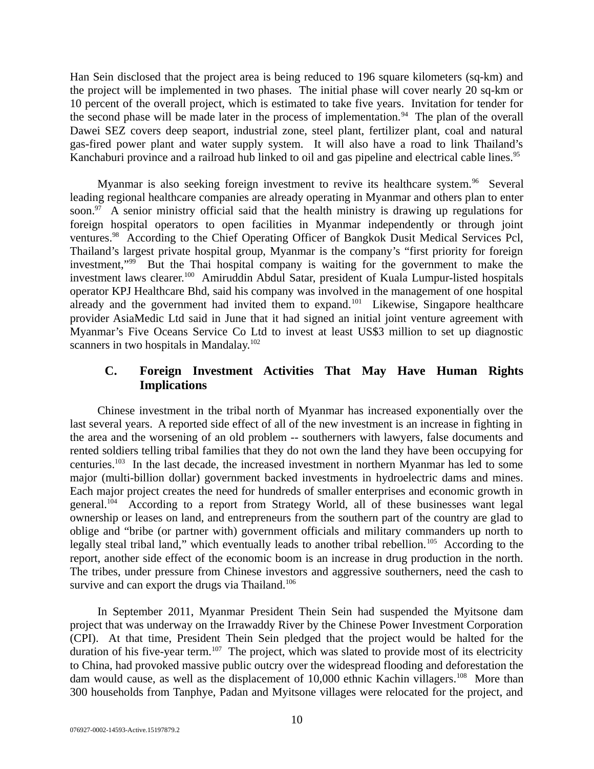Han Sein disclosed that the project area is being reduced to 196 square kilometers (sq-km) and the project will be implemented in two phases. The initial phase will cover nearly 20 sq-km or 10 percent of the overall project, which is estimated to take five years. Invitation for tender for the second phase will be made later in the process of implementation.[94] The plan of the overall Dawei SEZ covers deep seaport, industrial zone, steel plant, fertilizer plant, coal and natural gas-fired power plant and water supply system. It will also have a road to link Thailand's Kanchaburi province and a railroad hub linked to oil and gas pipeline and electrical cable lines.[95]

Myanmar is also seeking foreign investment to revive its healthcare system.[96] Several leading regional healthcare companies are already operating in Myanmar and others plan to enter soon.[97] A senior ministry official said that the health ministry is drawing up regulations for foreign hospital operators to open facilities in Myanmar independently or through joint ventures.[98] According to the Chief Operating Officer of Bangkok Dusit Medical Services Pcl, Thailand's largest private hospital group, Myanmar is the company's "first priority for foreign investment,"[99] But the Thai hospital company is waiting for the government to make the investment laws clearer.[100] Amiruddin Abdul Satar, president of Kuala Lumpur-listed hospitals operator KPJ Healthcare Bhd, said his company was involved in the management of one hospital already and the government had invited them to expand.[101] Likewise, Singapore healthcare provider AsiaMedic Ltd said in June that it had signed an initial joint venture agreement with Myanmar's Five Oceans Service Co Ltd to invest at least US$3 million to set up diagnostic scanners in two hospitals in Mandalay.[102]

### C. Foreign Investment Activities That May Have Human Rights Implications

Chinese investment in the tribal north of Myanmar has increased exponentially over the last several years. A reported side effect of all of the new investment is an increase in fighting in the area and the worsening of an old problem -- southerners with lawyers, false documents and rented soldiers telling tribal families that they do not own the land they have been occupying for centuries.[103] In the last decade, the increased investment in northern Myanmar has led to some major (multi-billion dollar) government backed investments in hydroelectric dams and mines. Each major project creates the need for hundreds of smaller enterprises and economic growth in general.[104] According to a report from Strategy World, all of these businesses want legal ownership or leases on land, and entrepreneurs from the southern part of the country are glad to oblige and "bribe (or partner with) government officials and military commanders up north to legally steal tribal land," which eventually leads to another tribal rebellion.[105] According to the report, another side effect of the economic boom is an increase in drug production in the north. The tribes, under pressure from Chinese investors and aggressive southerners, need the cash to survive and can export the drugs via Thailand.[106]

In September 2011, Myanmar President Thein Sein had suspended the Myitsone dam project that was underway on the Irrawaddy River by the Chinese Power Investment Corporation (CPI). At that time, President Thein Sein pledged that the project would be halted for the duration of his five-year term.[107] The project, which was slated to provide most of its electricity to China, had provoked massive public outcry over the widespread flooding and deforestation the dam would cause, as well as the displacement of 10,000 ethnic Kachin villagers.[108] More than 300 households from Tanphye, Padan and Myitsone villages were relocated for the project, and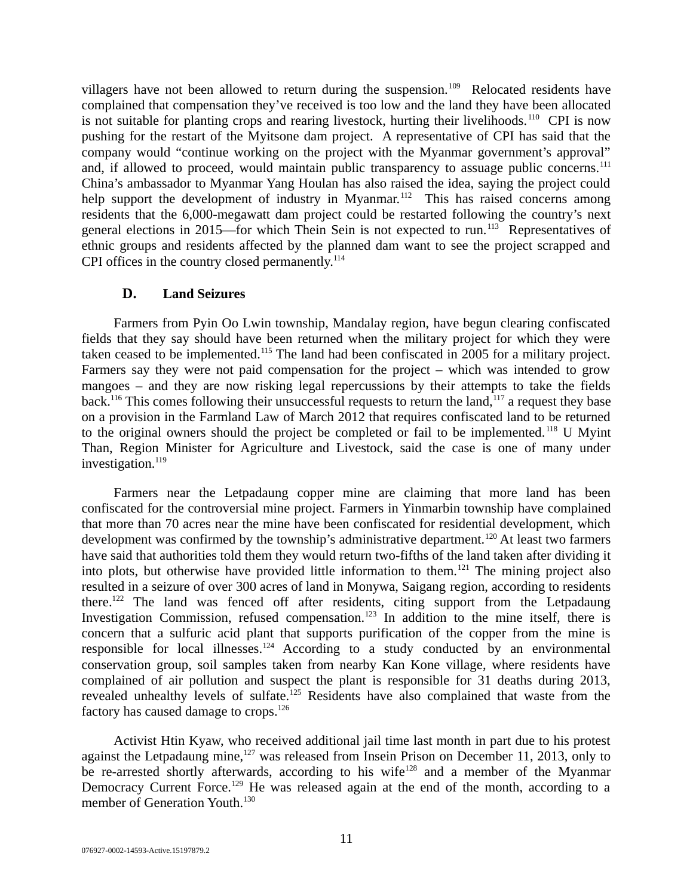villagers have not been allowed to return during the suspension.[109] Relocated residents have complained that compensation they've received is too low and the land they have been allocated is not suitable for planting crops and rearing livestock, hurting their livelihoods.[110] CPI is now pushing for the restart of the Myitsone dam project. A representative of CPI has said that the company would "continue working on the project with the Myanmar government's approval" and, if allowed to proceed, would maintain public transparency to assuage public concerns.[111] China's ambassador to Myanmar Yang Houlan has also raised the idea, saying the project could help support the development of industry in Myanmar.[112] This has raised concerns among residents that the 6,000-megawatt dam project could be restarted following the country's next general elections in 2015—for which Thein Sein is not expected to run.[113] Representatives of ethnic groups and residents affected by the planned dam want to see the project scrapped and CPI offices in the country closed permanently.[114]

## D. Land Seizures

Farmers from Pyin Oo Lwin township, Mandalay region, have begun clearing confiscated fields that they say should have been returned when the military project for which they were taken ceased to be implemented.[115] The land had been confiscated in 2005 for a military project. Farmers say they were not paid compensation for the project – which was intended to grow mangoes – and they are now risking legal repercussions by their attempts to take the fields back.[116] This comes following their unsuccessful requests to return the land,[117] a request they base on a provision in the Farmland Law of March 2012 that requires confiscated land to be returned to the original owners should the project be completed or fail to be implemented.[118] U Myint Than, Region Minister for Agriculture and Livestock, said the case is one of many under investigation.[119]

Farmers near the Letpadaung copper mine are claiming that more land has been confiscated for the controversial mine project. Farmers in Yinmarbin township have complained that more than 70 acres near the mine have been confiscated for residential development, which development was confirmed by the township's administrative department.[120] At least two farmers have said that authorities told them they would return two-fifths of the land taken after dividing it into plots, but otherwise have provided little information to them.[121] The mining project also resulted in a seizure of over 300 acres of land in Monywa, Saigang region, according to residents there.[122] The land was fenced off after residents, citing support from the Letpadaung Investigation Commission, refused compensation.[123] In addition to the mine itself, there is concern that a sulfuric acid plant that supports purification of the copper from the mine is responsible for local illnesses.[124] According to a study conducted by an environmental conservation group, soil samples taken from nearby Kan Kone village, where residents have complained of air pollution and suspect the plant is responsible for 31 deaths during 2013, revealed unhealthy levels of sulfate.[125] Residents have also complained that waste from the factory has caused damage to crops.[126]

Activist Htin Kyaw, who received additional jail time last month in part due to his protest against the Letpadaung mine,[127] was released from Insein Prison on December 11, 2013, only to be re-arrested shortly afterwards, according to his wife[128] and a member of the Myanmar Democracy Current Force.[129] He was released again at the end of the month, according to a member of Generation Youth.[130]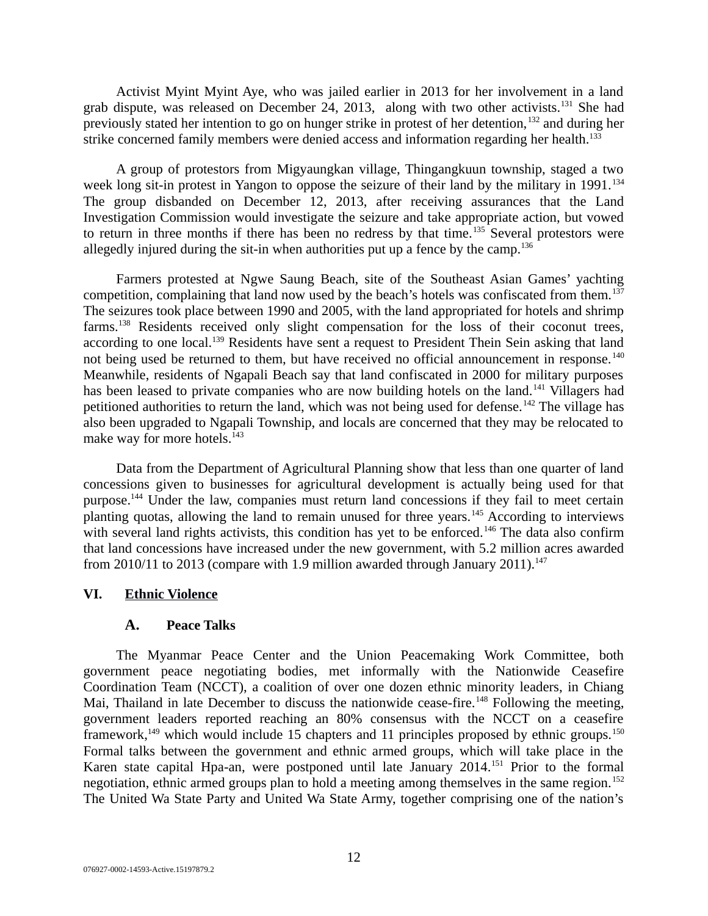Activist Myint Myint Aye, who was jailed earlier in 2013 for her involvement in a land grab dispute, was released on December 24, 2013, along with two other activists.[131] She had previously stated her intention to go on hunger strike in protest of her detention,[132] and during her strike concerned family members were denied access and information regarding her health.[133]

A group of protestors from Migyaungkan village, Thingangkuun township, staged a two week long sit-in protest in Yangon to oppose the seizure of their land by the military in 1991.[134] The group disbanded on December 12, 2013, after receiving assurances that the Land Investigation Commission would investigate the seizure and take appropriate action, but vowed to return in three months if there has been no redress by that time.[135] Several protestors were allegedly injured during the sit-in when authorities put up a fence by the camp.[136]

Farmers protested at Ngwe Saung Beach, site of the Southeast Asian Games' yachting competition, complaining that land now used by the beach's hotels was confiscated from them.[137] The seizures took place between 1990 and 2005, with the land appropriated for hotels and shrimp farms.[138] Residents received only slight compensation for the loss of their coconut trees, according to one local.[139] Residents have sent a request to President Thein Sein asking that land not being used be returned to them, but have received no official announcement in response.[140] Meanwhile, residents of Ngapali Beach say that land confiscated in 2000 for military purposes has been leased to private companies who are now building hotels on the land.[141] Villagers had petitioned authorities to return the land, which was not being used for defense.[142] The village has also been upgraded to Ngapali Township, and locals are concerned that they may be relocated to make way for more hotels.[143]

Data from the Department of Agricultural Planning show that less than one quarter of land concessions given to businesses for agricultural development is actually being used for that purpose.[144] Under the law, companies must return land concessions if they fail to meet certain planting quotas, allowing the land to remain unused for three years.[145] According to interviews with several land rights activists, this condition has yet to be enforced.[146] The data also confirm that land concessions have increased under the new government, with 5.2 million acres awarded from 2010/11 to 2013 (compare with 1.9 million awarded through January 2011).[147]

## VI. Ethnic Violence

### A. Peace Talks

The Myanmar Peace Center and the Union Peacemaking Work Committee, both government peace negotiating bodies, met informally with the Nationwide Ceasefire Coordination Team (NCCT), a coalition of over one dozen ethnic minority leaders, in Chiang Mai, Thailand in late December to discuss the nationwide cease-fire.[148] Following the meeting, government leaders reported reaching an 80% consensus with the NCCT on a ceasefire framework,[149] which would include 15 chapters and 11 principles proposed by ethnic groups.[150] Formal talks between the government and ethnic armed groups, which will take place in the Karen state capital Hpa-an, were postponed until late January 2014.[151] Prior to the formal negotiation, ethnic armed groups plan to hold a meeting among themselves in the same region.[152] The United Wa State Party and United Wa State Army, together comprising one of the nation's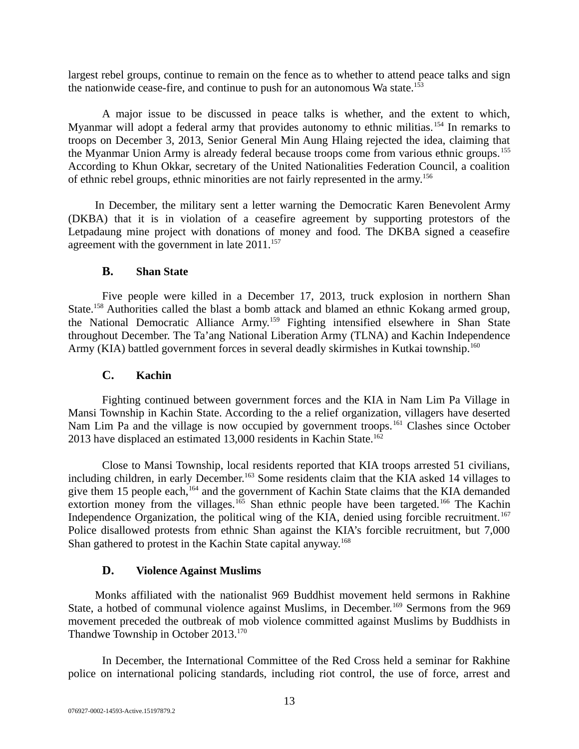largest rebel groups, continue to remain on the fence as to whether to attend peace talks and sign the nationwide cease-fire, and continue to push for an autonomous Wa state.[153]

A major issue to be discussed in peace talks is whether, and the extent to which, Myanmar will adopt a federal army that provides autonomy to ethnic militias.[154] In remarks to troops on December 3, 2013, Senior General Min Aung Hlaing rejected the idea, claiming that the Myanmar Union Army is already federal because troops come from various ethnic groups.[155] According to Khun Okkar, secretary of the United Nationalities Federation Council, a coalition of ethnic rebel groups, ethnic minorities are not fairly represented in the army.[156]

In December, the military sent a letter warning the Democratic Karen Benevolent Army (DKBA) that it is in violation of a ceasefire agreement by supporting protestors of the Letpadaung mine project with donations of money and food. The DKBA signed a ceasefire agreement with the government in late 2011.[157]

### B. Shan State

Five people were killed in a December 17, 2013, truck explosion in northern Shan State.[158] Authorities called the blast a bomb attack and blamed an ethnic Kokang armed group, the National Democratic Alliance Army.[159] Fighting intensified elsewhere in Shan State throughout December. The Ta'ang National Liberation Army (TLNA) and Kachin Independence Army (KIA) battled government forces in several deadly skirmishes in Kutkai township.[160]

### C. Kachin

Fighting continued between government forces and the KIA in Nam Lim Pa Village in Mansi Township in Kachin State. According to the a relief organization, villagers have deserted Nam Lim Pa and the village is now occupied by government troops.[161] Clashes since October 2013 have displaced an estimated 13,000 residents in Kachin State.[162]

Close to Mansi Township, local residents reported that KIA troops arrested 51 civilians, including children, in early December.[163] Some residents claim that the KIA asked 14 villages to give them 15 people each,[164] and the government of Kachin State claims that the KIA demanded extortion money from the villages.[165] Shan ethnic people have been targeted.[166] The Kachin Independence Organization, the political wing of the KIA, denied using forcible recruitment.[167] Police disallowed protests from ethnic Shan against the KIA's forcible recruitment, but 7,000 Shan gathered to protest in the Kachin State capital anyway.[168]

### D. Violence Against Muslims

Monks affiliated with the nationalist 969 Buddhist movement held sermons in Rakhine State, a hotbed of communal violence against Muslims, in December.[169] Sermons from the 969 movement preceded the outbreak of mob violence committed against Muslims by Buddhists in Thandwe Township in October 2013.[170]

In December, the International Committee of the Red Cross held a seminar for Rakhine police on international policing standards, including riot control, the use of force, arrest and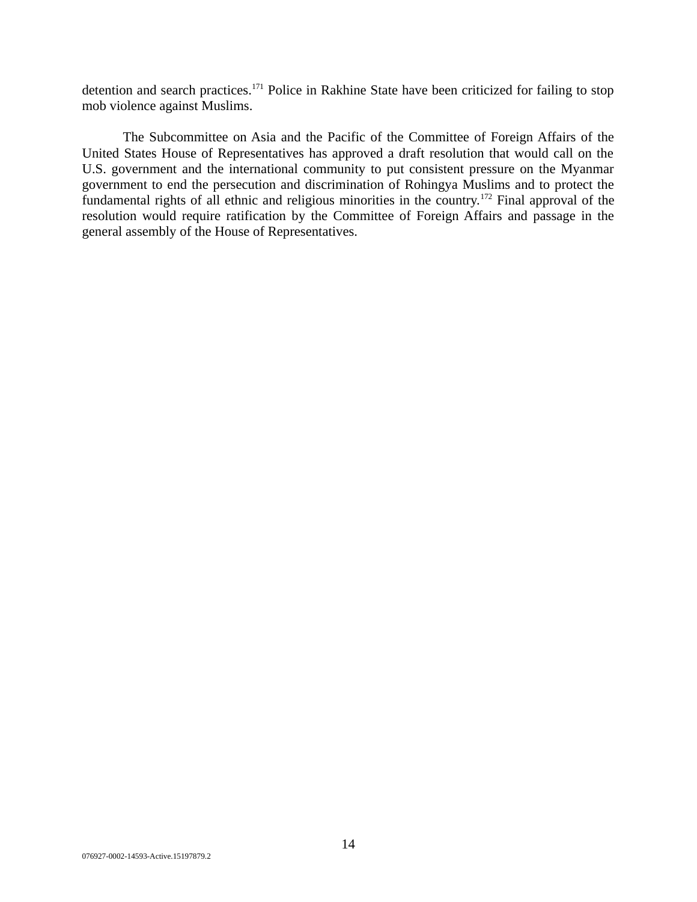detention and search practices.[171] Police in Rakhine State have been criticized for failing to stop mob violence against Muslims.

The Subcommittee on Asia and the Pacific of the Committee of Foreign Affairs of the United States House of Representatives has approved a draft resolution that would call on the U.S. government and the international community to put consistent pressure on the Myanmar government to end the persecution and discrimination of Rohingya Muslims and to protect the fundamental rights of all ethnic and religious minorities in the country.[172] Final approval of the resolution would require ratification by the Committee of Foreign Affairs and passage in the general assembly of the House of Representatives.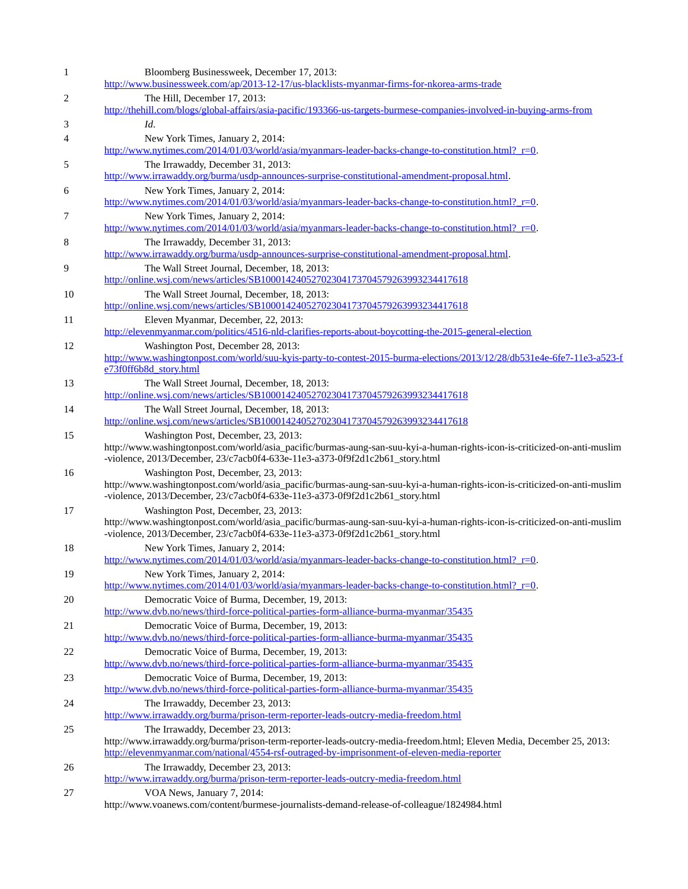1 Bloomberg Businessweek, December 17, 2013: http://www.businessweek.com/ap/2013-12-17/us-blacklists-myanmar-firms-for-nkorea-arms-trade

2 The Hill, December 17, 2013: http://thehill.com/blogs/global-affairs/asia-pacific/193366-us-targets-burmese-companies-involved-in-buying-arms-from

3 *Id*.

4 New York Times, January 2, 2014: http://www.nytimes.com/2014/01/03/world/asia/myanmars-leader-backs-change-to-constitution.html?_r=0.

5 The Irrawaddy, December 31, 2013: http://www.irrawaddy.org/burma/usdp-announces-surprise-constitutional-amendment-proposal.html.

6 New York Times, January 2, 2014: http://www.nytimes.com/2014/01/03/world/asia/myanmars-leader-backs-change-to-constitution.html?_r=0.

7 New York Times, January 2, 2014: http://www.nytimes.com/2014/01/03/world/asia/myanmars-leader-backs-change-to-constitution.html?_r=0.

8 The Irrawaddy, December 31, 2013: http://www.irrawaddy.org/burma/usdp-announces-surprise-constitutional-amendment-proposal.html.

9 The Wall Street Journal, December, 18, 2013: http://online.wsj.com/news/articles/SB10001424052702304173704579263993234417618

10 The Wall Street Journal, December, 18, 2013: http://online.wsj.com/news/articles/SB10001424052702304173704579263993234417618

11 Eleven Myanmar, December, 22, 2013: http://elevenmyanmar.com/politics/4516-nld-clarifies-reports-about-boycotting-the-2015-general-election

12 Washington Post, December 28, 2013: http://www.washingtonpost.com/world/suu-kyis-party-to-contest-2015-burma-elections/2013/12/28/db531e4e-6fe7-11e3-a523-fe73f0ff6b8d_story.html

13 The Wall Street Journal, December, 18, 2013: http://online.wsj.com/news/articles/SB10001424052702304173704579263993234417618

14 The Wall Street Journal, December, 18, 2013: http://online.wsj.com/news/articles/SB10001424052702304173704579263993234417618

15 Washington Post, December, 23, 2013: http://www.washingtonpost.com/world/asia_pacific/burmas-aung-san-suu-kyi-a-human-rights-icon-is-criticized-on-anti-muslim-violence, 2013/December, 23/c7acb0f4-633e-11e3-a373-0f9f2d1c2b61_story.html

16 Washington Post, December, 23, 2013: http://www.washingtonpost.com/world/asia_pacific/burmas-aung-san-suu-kyi-a-human-rights-icon-is-criticized-on-anti-muslim-violence, 2013/December, 23/c7acb0f4-633e-11e3-a373-0f9f2d1c2b61_story.html

17 Washington Post, December, 23, 2013: http://www.washingtonpost.com/world/asia_pacific/burmas-aung-san-suu-kyi-a-human-rights-icon-is-criticized-on-anti-muslim-violence, 2013/December, 23/c7acb0f4-633e-11e3-a373-0f9f2d1c2b61_story.html

18 New York Times, January 2, 2014: http://www.nytimes.com/2014/01/03/world/asia/myanmars-leader-backs-change-to-constitution.html?_r=0.

19 New York Times, January 2, 2014: http://www.nytimes.com/2014/01/03/world/asia/myanmars-leader-backs-change-to-constitution.html?_r=0.

20 Democratic Voice of Burma, December, 19, 2013: http://www.dvb.no/news/third-force-political-parties-form-alliance-burma-myanmar/35435

21 Democratic Voice of Burma, December, 19, 2013: http://www.dvb.no/news/third-force-political-parties-form-alliance-burma-myanmar/35435

22 Democratic Voice of Burma, December, 19, 2013: http://www.dvb.no/news/third-force-political-parties-form-alliance-burma-myanmar/35435

23 Democratic Voice of Burma, December, 19, 2013: http://www.dvb.no/news/third-force-political-parties-form-alliance-burma-myanmar/35435

24 The Irrawaddy, December 23, 2013: http://www.irrawaddy.org/burma/prison-term-reporter-leads-outcry-media-freedom.html

25 The Irrawaddy, December 23, 2013: http://www.irrawaddy.org/burma/prison-term-reporter-leads-outcry-media-freedom.html; Eleven Media, December 25, 2013: http://elevenmyanmar.com/national/4554-rsf-outraged-by-imprisonment-of-eleven-media-reporter

26 The Irrawaddy, December 23, 2013: http://www.irrawaddy.org/burma/prison-term-reporter-leads-outcry-media-freedom.html

27 VOA News, January 7, 2014: http://www.voanews.com/content/burmese-journalists-demand-release-of-colleague/1824984.html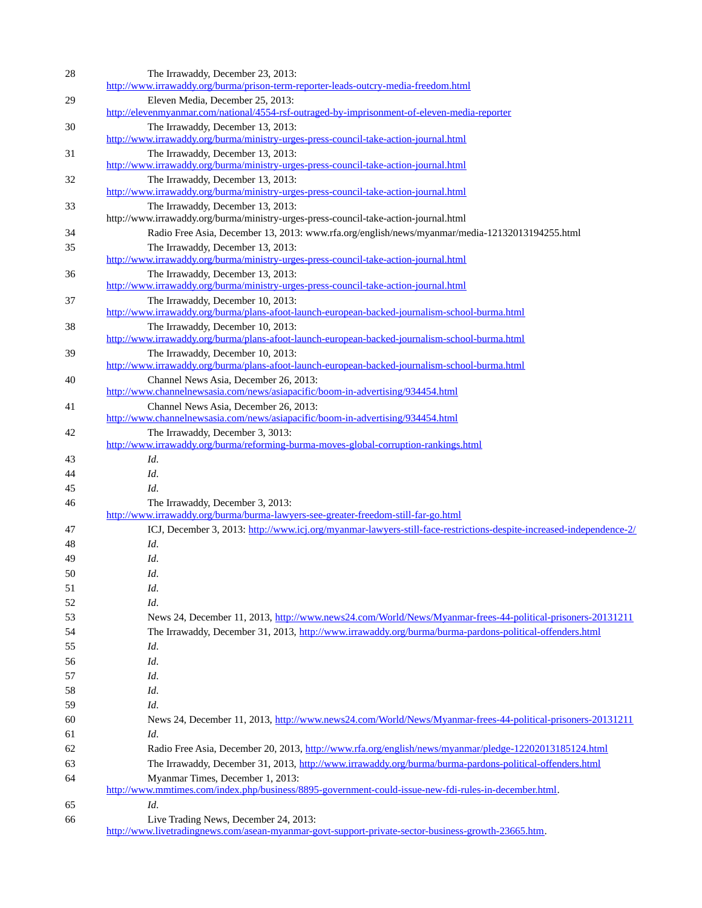28 The Irrawaddy, December 23, 2013: http://www.irrawaddy.org/burma/prison-term-reporter-leads-outcry-media-freedom.html

29 Eleven Media, December 25, 2013: http://elevenmyanmar.com/national/4554-rsf-outraged-by-imprisonment-of-eleven-media-reporter

30 The Irrawaddy, December 13, 2013: http://www.irrawaddy.org/burma/ministry-urges-press-council-take-action-journal.html

31 The Irrawaddy, December 13, 2013: http://www.irrawaddy.org/burma/ministry-urges-press-council-take-action-journal.html

32 The Irrawaddy, December 13, 2013: http://www.irrawaddy.org/burma/ministry-urges-press-council-take-action-journal.html

33 The Irrawaddy, December 13, 2013: http://www.irrawaddy.org/burma/ministry-urges-press-council-take-action-journal.html

34 Radio Free Asia, December 13, 2013: www.rfa.org/english/news/myanmar/media-12132013194255.html

35 The Irrawaddy, December 13, 2013: http://www.irrawaddy.org/burma/ministry-urges-press-council-take-action-journal.html

36 The Irrawaddy, December 13, 2013: http://www.irrawaddy.org/burma/ministry-urges-press-council-take-action-journal.html

37 The Irrawaddy, December 10, 2013: http://www.irrawaddy.org/burma/plans-afoot-launch-european-backed-journalism-school-burma.html

38 The Irrawaddy, December 10, 2013: http://www.irrawaddy.org/burma/plans-afoot-launch-european-backed-journalism-school-burma.html

39 The Irrawaddy, December 10, 2013: http://www.irrawaddy.org/burma/plans-afoot-launch-european-backed-journalism-school-burma.html

40 Channel News Asia, December 26, 2013: http://www.channelnewsasia.com/news/asiapacific/boom-in-advertising/934454.html

41 Channel News Asia, December 26, 2013: http://www.channelnewsasia.com/news/asiapacific/boom-in-advertising/934454.html

42 The Irrawaddy, December 3, 3013: http://www.irrawaddy.org/burma/reforming-burma-moves-global-corruption-rankings.html

43 *Id*.

44 *Id*.

45 *Id*.

46 The Irrawaddy, December 3, 2013: http://www.irrawaddy.org/burma/burma-lawyers-see-greater-freedom-still-far-go.html

47 ICJ, December 3, 2013: http://www.icj.org/myanmar-lawyers-still-face-restrictions-despite-increased-independence-2/

48 *Id*.

49 *Id*.

50 *Id*.

51 *Id*.

52 *Id*.

53 News 24, December 11, 2013, http://www.news24.com/World/News/Myanmar-frees-44-political-prisoners-20131211

54 The Irrawaddy, December 31, 2013, http://www.irrawaddy.org/burma/burma-pardons-political-offenders.html

55 *Id*.

56 *Id*.

57 *Id*.

58 *Id*.

59 *Id*.

60 News 24, December 11, 2013, http://www.news24.com/World/News/Myanmar-frees-44-political-prisoners-20131211

61 *Id*.

62 Radio Free Asia, December 20, 2013, http://www.rfa.org/english/news/myanmar/pledge-12202013185124.html

63 The Irrawaddy, December 31, 2013, http://www.irrawaddy.org/burma/burma-pardons-political-offenders.html

64 Myanmar Times, December 1, 2013: http://www.mmtimes.com/index.php/business/8895-government-could-issue-new-fdi-rules-in-december.html.

65 *Id*.

66 Live Trading News, December 24, 2013: http://www.livetradingnews.com/asean-myanmar-govt-support-private-sector-business-growth-23665.htm.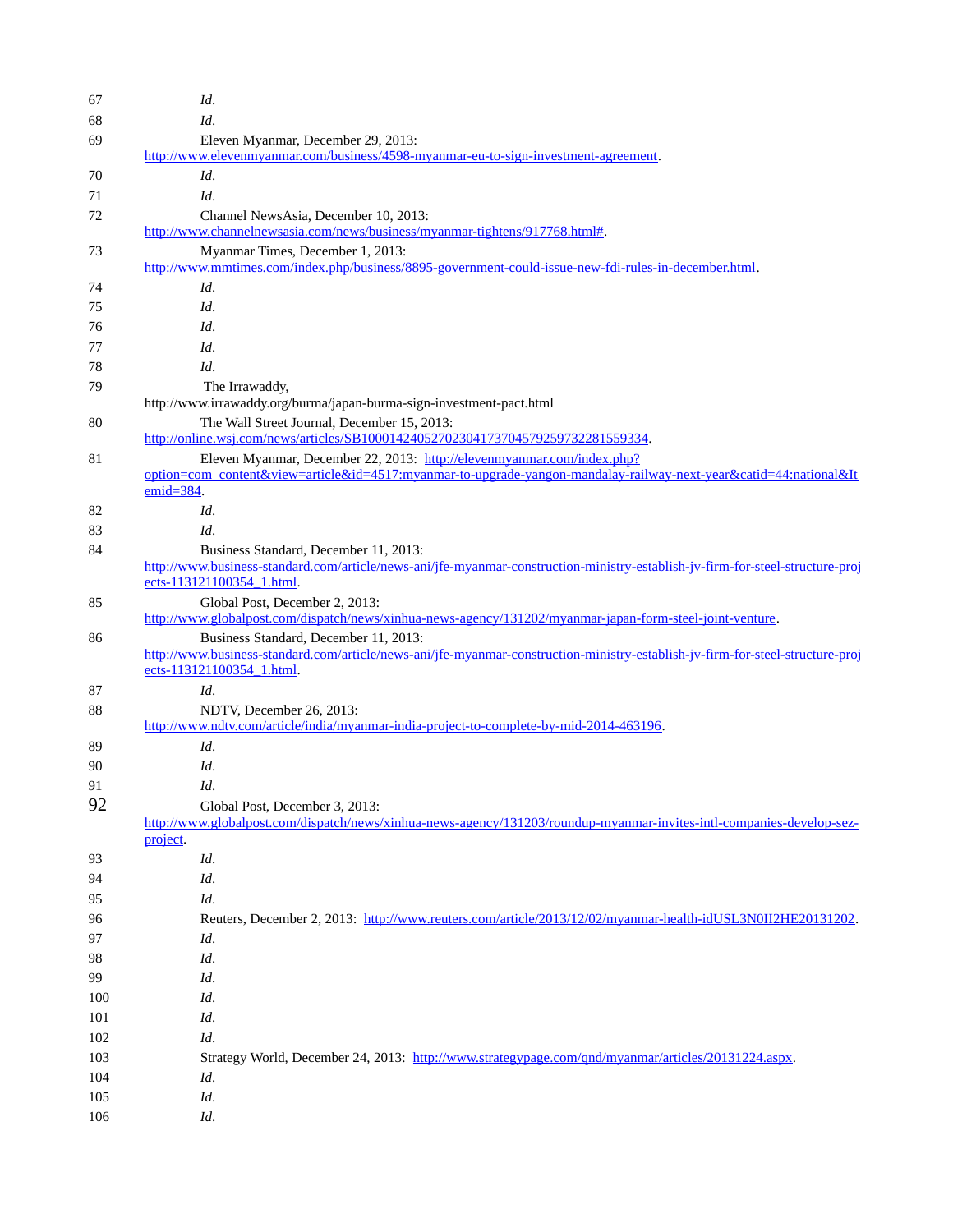67 *Id*.

68 *Id*.

69 Eleven Myanmar, December 29, 2013: http://www.elevenmyanmar.com/business/4598-myanmar-eu-to-sign-investment-agreement.

70 *Id*.

71 *Id*.

72 Channel NewsAsia, December 10, 2013: http://www.channelnewsasia.com/news/business/myanmar-tightens/917768.html#.

73 Myanmar Times, December 1, 2013: http://www.mmtimes.com/index.php/business/8895-government-could-issue-new-fdi-rules-in-december.html.

74 *Id*.

75 *Id*.

76 *Id*.

77 *Id*.

78 *Id*.

79 The Irrawaddy, http://www.irrawaddy.org/burma/japan-burma-sign-investment-pact.html

80 The Wall Street Journal, December 15, 2013: http://online.wsj.com/news/articles/SB10001424052702304173704579259732281559334.

81 Eleven Myanmar, December 22, 2013: http://elevenmyanmar.com/index.php?option=com_content&view=article&id=4517:myanmar-to-upgrade-yangon-mandalay-railway-next-year&catid=44:national&Itemid=384.

82 *Id*.

83 *Id*.

84 Business Standard, December 11, 2013: http://www.business-standard.com/article/news-ani/jfe-myanmar-construction-ministry-establish-jv-firm-for-steel-structure-projects-113121100354_1.html.

85 Global Post, December 2, 2013: http://www.globalpost.com/dispatch/news/xinhua-news-agency/131202/myanmar-japan-form-steel-joint-venture.

86 Business Standard, December 11, 2013: http://www.business-standard.com/article/news-ani/jfe-myanmar-construction-ministry-establish-jv-firm-for-steel-structure-projects-113121100354_1.html.

87 *Id*.

88 NDTV, December 26, 2013: http://www.ndtv.com/article/india/myanmar-india-project-to-complete-by-mid-2014-463196.

89 *Id*.

90 *Id*.

91 *Id*.

92 Global Post, December 3, 2013: http://www.globalpost.com/dispatch/news/xinhua-news-agency/131203/roundup-myanmar-invites-intl-companies-develop-sez-project.

93 *Id*.

94 *Id*.

95 *Id*.

96 Reuters, December 2, 2013: http://www.reuters.com/article/2013/12/02/myanmar-health-idUSL3N0II2HE20131202.

97 *Id*.

98 *Id*.

99 *Id*.

100 *Id*.

101 *Id*.

102 *Id*.

103 Strategy World, December 24, 2013: http://www.strategypage.com/qnd/myanmar/articles/20131224.aspx.

104 *Id*.

105 *Id*.

106 *Id*.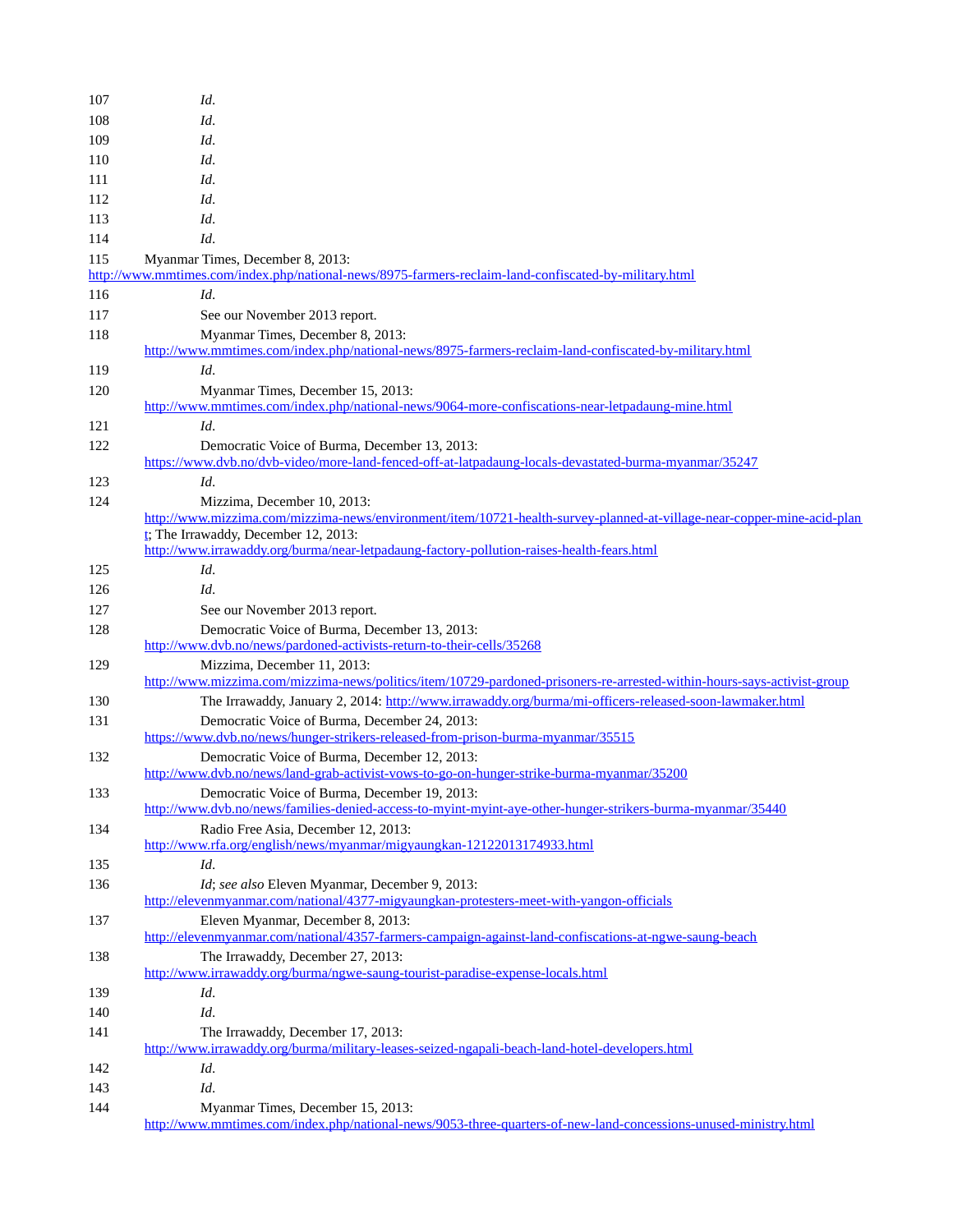107 *Id*.

108 *Id*.

109 *Id*.

110 *Id*.

111 *Id*.

112 *Id*.

113 *Id*.

114 *Id*.

115 Myanmar Times, December 8, 2013: http://www.mmtimes.com/index.php/national-news/8975-farmers-reclaim-land-confiscated-by-military.html

116 *Id*.

117 See our November 2013 report.

118 Myanmar Times, December 8, 2013: http://www.mmtimes.com/index.php/national-news/8975-farmers-reclaim-land-confiscated-by-military.html

119 *Id*.

120 Myanmar Times, December 15, 2013: http://www.mmtimes.com/index.php/national-news/9064-more-confiscations-near-letpadaung-mine.html

121 *Id*.

122 Democratic Voice of Burma, December 13, 2013: https://www.dvb.no/dvb-video/more-land-fenced-off-at-latpadaung-locals-devastated-burma-myanmar/35247

123 *Id*.

124 Mizzima, December 10, 2013: http://www.mizzima.com/mizzima-news/environment/item/10721-health-survey-planned-at-village-near-copper-mine-acid-plant; The Irrawaddy, December 12, 2013: http://www.irrawaddy.org/burma/near-letpadaung-factory-pollution-raises-health-fears.html

125 *Id*.

126 *Id*.

127 See our November 2013 report.

128 Democratic Voice of Burma, December 13, 2013: http://www.dvb.no/news/pardoned-activists-return-to-their-cells/35268

129 Mizzima, December 11, 2013: http://www.mizzima.com/mizzima-news/politics/item/10729-pardoned-prisoners-re-arrested-within-hours-says-activist-group

130 The Irrawaddy, January 2, 2014: http://www.irrawaddy.org/burma/mi-officers-released-soon-lawmaker.html

131 Democratic Voice of Burma, December 24, 2013: https://www.dvb.no/news/hunger-strikers-released-from-prison-burma-myanmar/35515

132 Democratic Voice of Burma, December 12, 2013: http://www.dvb.no/news/land-grab-activist-vows-to-go-on-hunger-strike-burma-myanmar/35200

133 Democratic Voice of Burma, December 19, 2013: http://www.dvb.no/news/families-denied-access-to-myint-myint-aye-other-hunger-strikers-burma-myanmar/35440

134 Radio Free Asia, December 12, 2013: http://www.rfa.org/english/news/myanmar/migyaungkan-12122013174933.html

135 *Id*.

136 *Id*; *see also* Eleven Myanmar, December 9, 2013: http://elevenmyanmar.com/national/4377-migyaungkan-protesters-meet-with-yangon-officials

137 Eleven Myanmar, December 8, 2013: http://elevenmyanmar.com/national/4357-farmers-campaign-against-land-confiscations-at-ngwe-saung-beach

138 The Irrawaddy, December 27, 2013: http://www.irrawaddy.org/burma/ngwe-saung-tourist-paradise-expense-locals.html

139 *Id*.

140 *Id*.

141 The Irrawaddy, December 17, 2013: http://www.irrawaddy.org/burma/military-leases-seized-ngapali-beach-land-hotel-developers.html

142 *Id*.

143 *Id*.

144 Myanmar Times, December 15, 2013: http://www.mmtimes.com/index.php/national-news/9053-three-quarters-of-new-land-concessions-unused-ministry.html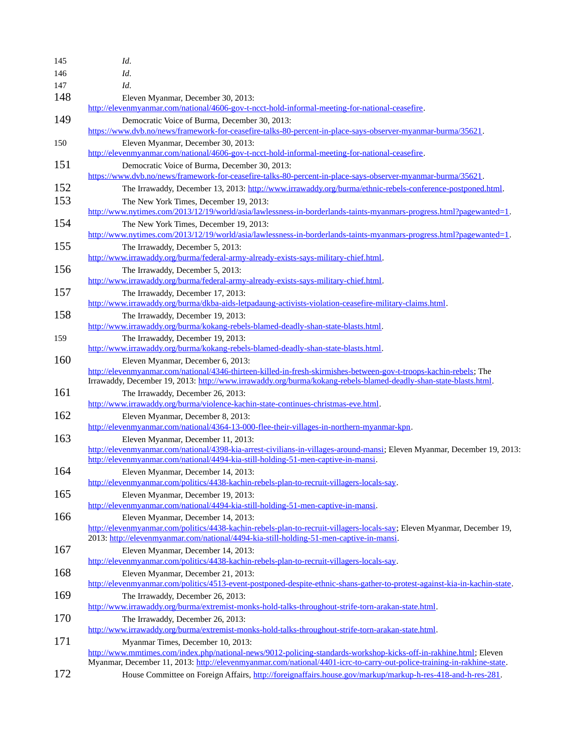145 *Id*.

146 *Id*.

147 *Id*.

148 Eleven Myanmar, December 30, 2013: http://elevenmyanmar.com/national/4606-gov-t-ncct-hold-informal-meeting-for-national-ceasefire.

149 Democratic Voice of Burma, December 30, 2013: https://www.dvb.no/news/framework-for-ceasefire-talks-80-percent-in-place-says-observer-myanmar-burma/35621.

150 Eleven Myanmar, December 30, 2013: http://elevenmyanmar.com/national/4606-gov-t-ncct-hold-informal-meeting-for-national-ceasefire.

151 Democratic Voice of Burma, December 30, 2013: https://www.dvb.no/news/framework-for-ceasefire-talks-80-percent-in-place-says-observer-myanmar-burma/35621.

152 The Irrawaddy, December 13, 2013: http://www.irrawaddy.org/burma/ethnic-rebels-conference-postponed.html.

153 The New York Times, December 19, 2013: http://www.nytimes.com/2013/12/19/world/asia/lawlessness-in-borderlands-taints-myanmars-progress.html?pagewanted=1.

154 The New York Times, December 19, 2013: http://www.nytimes.com/2013/12/19/world/asia/lawlessness-in-borderlands-taints-myanmars-progress.html?pagewanted=1.

155 The Irrawaddy, December 5, 2013: http://www.irrawaddy.org/burma/federal-army-already-exists-says-military-chief.html.

156 The Irrawaddy, December 5, 2013: http://www.irrawaddy.org/burma/federal-army-already-exists-says-military-chief.html.

157 The Irrawaddy, December 17, 2013: http://www.irrawaddy.org/burma/dkba-aids-letpadaung-activists-violation-ceasefire-military-claims.html.

158 The Irrawaddy, December 19, 2013: http://www.irrawaddy.org/burma/kokang-rebels-blamed-deadly-shan-state-blasts.html.

159 The Irrawaddy, December 19, 2013: http://www.irrawaddy.org/burma/kokang-rebels-blamed-deadly-shan-state-blasts.html.

160 Eleven Myanmar, December 6, 2013: http://elevenmyanmar.com/national/4346-thirteen-killed-in-fresh-skirmishes-between-gov-t-troops-kachin-rebels; The Irrawaddy, December 19, 2013: http://www.irrawaddy.org/burma/kokang-rebels-blamed-deadly-shan-state-blasts.html.

161 The Irrawaddy, December 26, 2013: http://www.irrawaddy.org/burma/violence-kachin-state-continues-christmas-eve.html.

162 Eleven Myanmar, December 8, 2013: http://elevenmyanmar.com/national/4364-13-000-flee-their-villages-in-northern-myanmar-kpn.

163 Eleven Myanmar, December 11, 2013: http://elevenmyanmar.com/national/4398-kia-arrest-civilians-in-villages-around-mansi; Eleven Myanmar, December 19, 2013: http://elevenmyanmar.com/national/4494-kia-still-holding-51-men-captive-in-mansi.

164 Eleven Myanmar, December 14, 2013: http://elevenmyanmar.com/politics/4438-kachin-rebels-plan-to-recruit-villagers-locals-say.

165 Eleven Myanmar, December 19, 2013: http://elevenmyanmar.com/national/4494-kia-still-holding-51-men-captive-in-mansi.

166 Eleven Myanmar, December 14, 2013: http://elevenmyanmar.com/politics/4438-kachin-rebels-plan-to-recruit-villagers-locals-say; Eleven Myanmar, December 19, 2013: http://elevenmyanmar.com/national/4494-kia-still-holding-51-men-captive-in-mansi.

167 Eleven Myanmar, December 14, 2013: http://elevenmyanmar.com/politics/4438-kachin-rebels-plan-to-recruit-villagers-locals-say.

168 Eleven Myanmar, December 21, 2013: http://elevenmyanmar.com/politics/4513-event-postponed-despite-ethnic-shans-gather-to-protest-against-kia-in-kachin-state.

169 The Irrawaddy, December 26, 2013: http://www.irrawaddy.org/burma/extremist-monks-hold-talks-throughout-strife-torn-arakan-state.html.

170 The Irrawaddy, December 26, 2013: http://www.irrawaddy.org/burma/extremist-monks-hold-talks-throughout-strife-torn-arakan-state.html.

171 Myanmar Times, December 10, 2013: http://www.mmtimes.com/index.php/national-news/9012-policing-standards-workshop-kicks-off-in-rakhine.html; Eleven Myanmar, December 11, 2013: http://elevenmyanmar.com/national/4401-icrc-to-carry-out-police-training-in-rakhine-state.

172 House Committee on Foreign Affairs, http://foreignaffairs.house.gov/markup/markup-h-res-418-and-h-res-281.